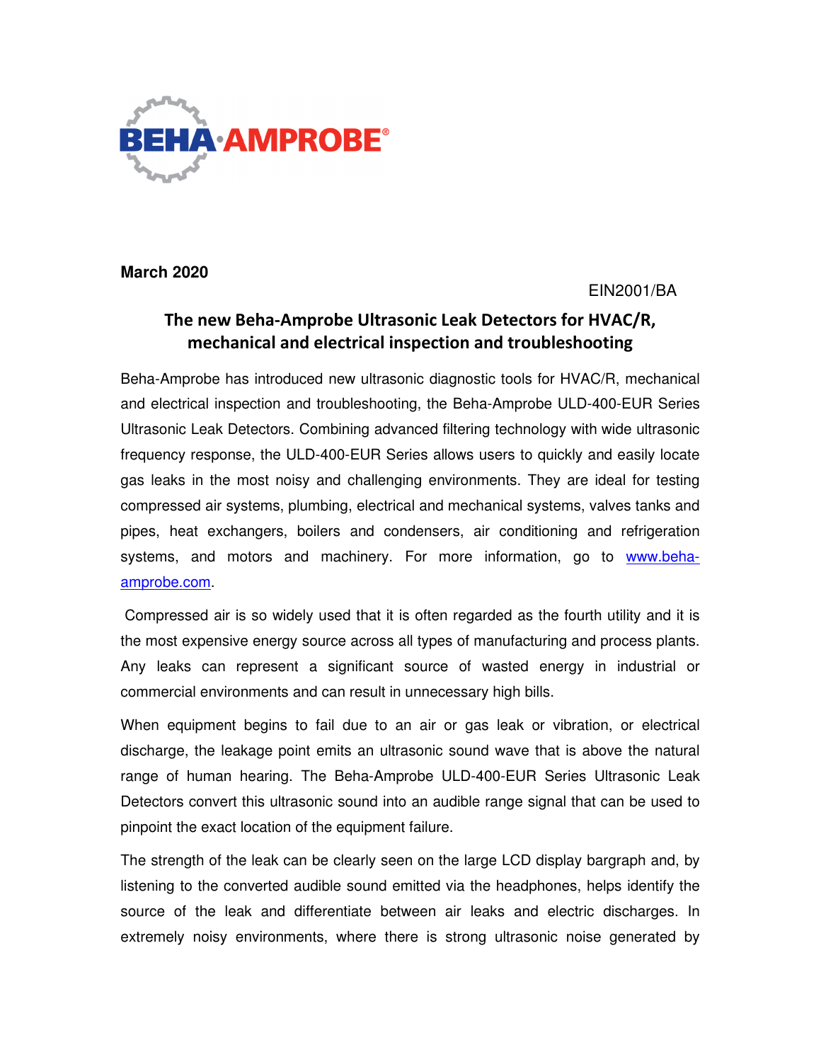**March 2020**

EIN2001/BA

## The new Beha-Amprobe Ultrasonic Leak Detectors for HVAC/R, mechanical and electrical inspection and troubleshooting

Beha-Amprobe has introduced new ultrasonic diagnostic tools for HVAC/R, mechanical and electrical inspection and troubleshooting, the Beha-Amprobe ULD-400-EUR Series Ultrasonic Leak Detectors. Combining advanced filtering technology with wide ultrasonic frequency response, the ULD-400-EUR Series allows users to quickly and easily locate gas leaks in the most noisy and challenging environments. They are ideal for testing compressed air systems, plumbing, electrical and mechanical systems, valves tanks and pipes, heat exchangers, boilers and condensers, air conditioning and refrigeration systems, and motors and machinery. For more information, go to [www.beha-amprobe.com](www.beha-amprobe.com).

Compressed air is so widely used that it is often regarded as the fourth utility and it is the most expensive energy source across all types of manufacturing and process plants. Any leaks can represent a significant source of wasted energy in industrial or commercial environments and can result in unnecessary high bills.

When equipment begins to fail due to an air or gas leak or vibration, or electrical discharge, the leakage point emits an ultrasonic sound wave that is above the natural range of human hearing. The Beha-Amprobe ULD-400-EUR Series Ultrasonic Leak Detectors convert this ultrasonic sound into an audible range signal that can be used to pinpoint the exact location of the equipment failure.

The strength of the leak can be clearly seen on the large LCD display bargraph and, by listening to the converted audible sound emitted via the headphones, helps identify the source of the leak and differentiate between air leaks and electric discharges. In extremely noisy environments, where there is strong ultrasonic noise generated by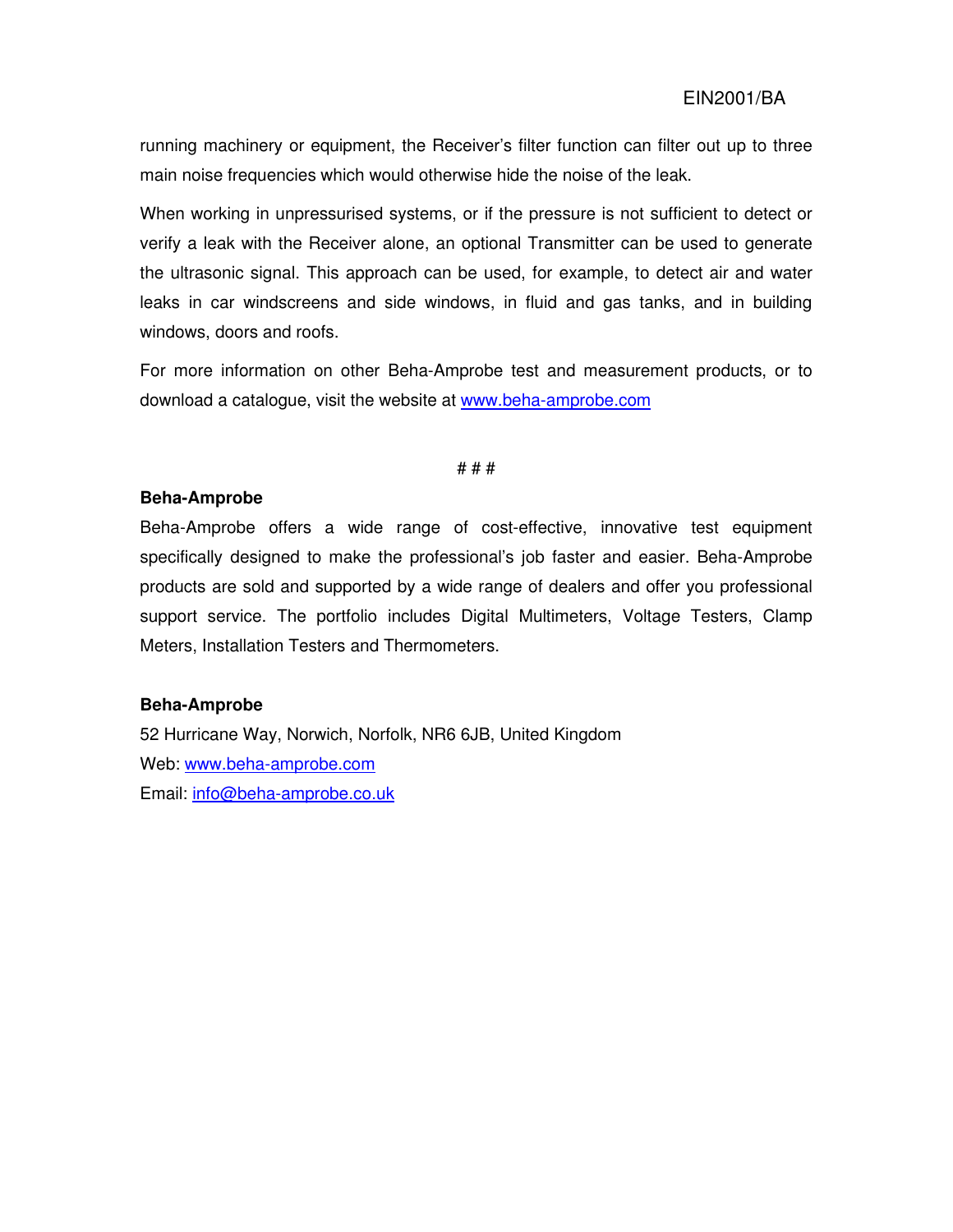running machinery or equipment, the Receiver's filter function can filter out up to three main noise frequencies which would otherwise hide the noise of the leak.

When working in unpressurised systems, or if the pressure is not sufficient to detect or verify a leak with the Receiver alone, an optional Transmitter can be used to generate the ultrasonic signal. This approach can be used, for example, to detect air and water leaks in car windscreens and side windows, in fluid and gas tanks, and in building windows, doors and roofs.

For more information on other Beha-Amprobe test and measurement products, or to download a catalogue, visit the website at www.beha-amprobe.com

# # #

**Beha-Amprobe**

Beha-Amprobe offers a wide range of cost-effective, innovative test equipment specifically designed to make the professional's job faster and easier. Beha-Amprobe products are sold and supported by a wide range of dealers and offer you professional support service. The portfolio includes Digital Multimeters, Voltage Testers, Clamp Meters, Installation Testers and Thermometers.

**Beha-Amprobe**

52 Hurricane Way, Norwich, Norfolk, NR6 6JB, United Kingdom

Web: www.beha-amprobe.com

Email: info@beha-amprobe.co.uk